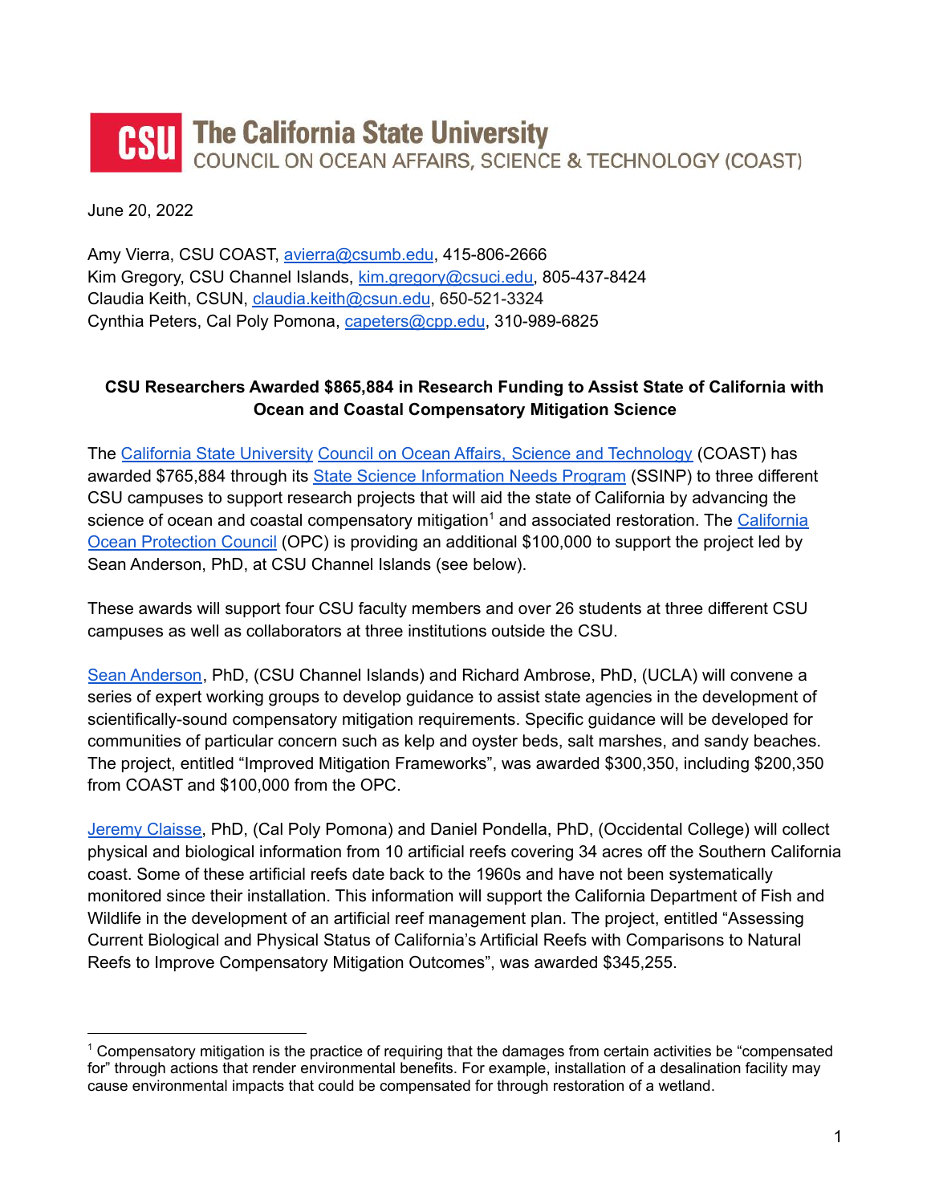# The California State University
COUNCIL ON OCEAN AFFAIRS, SCIENCE & TECHNOLOGY (COAST)

June 20, 2022

Amy Vierra, CSU COAST, avierra@csumb.edu, 415-806-2666
Kim Gregory, CSU Channel Islands, kim.gregory@csuci.edu, 805-437-8424
Claudia Keith, CSUN, claudia.keith@csun.edu, 650-521-3324
Cynthia Peters, Cal Poly Pomona, capeters@cpp.edu, 310-989-6825

**CSU Researchers Awarded $865,884 in Research Funding to Assist State of California with Ocean and Coastal Compensatory Mitigation Science**

The California State University Council on Ocean Affairs, Science and Technology (COAST) has awarded $765,884 through its State Science Information Needs Program (SSINP) to three different CSU campuses to support research projects that will aid the state of California by advancing the science of ocean and coastal compensatory mitigation[1] and associated restoration. The California Ocean Protection Council (OPC) is providing an additional $100,000 to support the project led by Sean Anderson, PhD, at CSU Channel Islands (see below).

These awards will support four CSU faculty members and over 26 students at three different CSU campuses as well as collaborators at three institutions outside the CSU.

Sean Anderson, PhD, (CSU Channel Islands) and Richard Ambrose, PhD, (UCLA) will convene a series of expert working groups to develop guidance to assist state agencies in the development of scientifically-sound compensatory mitigation requirements. Specific guidance will be developed for communities of particular concern such as kelp and oyster beds, salt marshes, and sandy beaches. The project, entitled "Improved Mitigation Frameworks", was awarded $300,350, including $200,350 from COAST and $100,000 from the OPC.

Jeremy Claisse, PhD, (Cal Poly Pomona) and Daniel Pondella, PhD, (Occidental College) will collect physical and biological information from 10 artificial reefs covering 34 acres off the Southern California coast. Some of these artificial reefs date back to the 1960s and have not been systematically monitored since their installation. This information will support the California Department of Fish and Wildlife in the development of an artificial reef management plan. The project, entitled "Assessing Current Biological and Physical Status of California's Artificial Reefs with Comparisons to Natural Reefs to Improve Compensatory Mitigation Outcomes", was awarded $345,255.

[1] Compensatory mitigation is the practice of requiring that the damages from certain activities be "compensated for" through actions that render environmental benefits. For example, installation of a desalination facility may cause environmental impacts that could be compensated for through restoration of a wetland.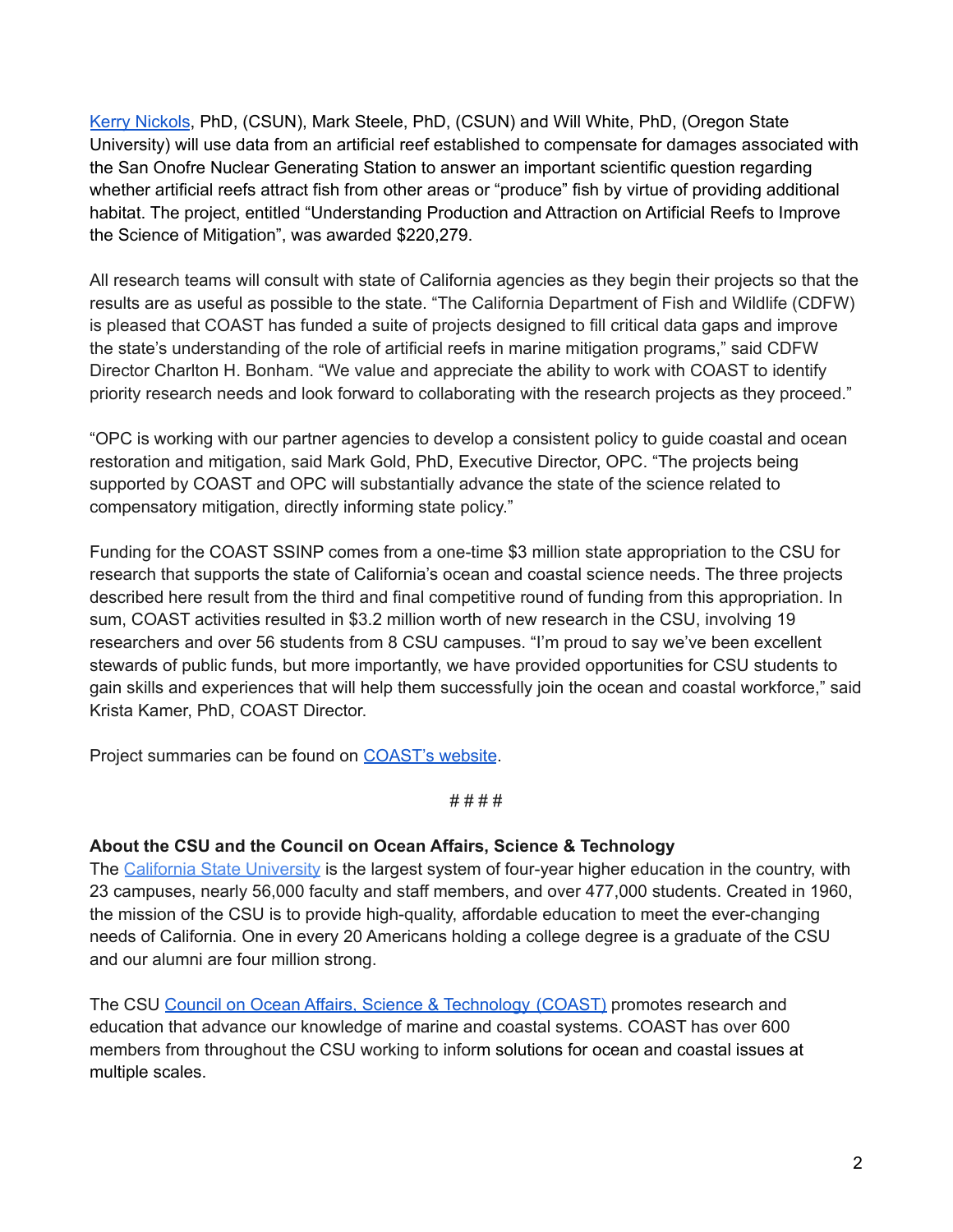[Kerry Nickols](), PhD, (CSUN), Mark Steele, PhD, (CSUN) and Will White, PhD, (Oregon State University) will use data from an artificial reef established to compensate for damages associated with the San Onofre Nuclear Generating Station to answer an important scientific question regarding whether artificial reefs attract fish from other areas or "produce" fish by virtue of providing additional habitat. The project, entitled "Understanding Production and Attraction on Artificial Reefs to Improve the Science of Mitigation", was awarded $220,279.

All research teams will consult with state of California agencies as they begin their projects so that the results are as useful as possible to the state. "The California Department of Fish and Wildlife (CDFW) is pleased that COAST has funded a suite of projects designed to fill critical data gaps and improve the state's understanding of the role of artificial reefs in marine mitigation programs," said CDFW Director Charlton H. Bonham. "We value and appreciate the ability to work with COAST to identify priority research needs and look forward to collaborating with the research projects as they proceed."

"OPC is working with our partner agencies to develop a consistent policy to guide coastal and ocean restoration and mitigation, said Mark Gold, PhD, Executive Director, OPC. "The projects being supported by COAST and OPC will substantially advance the state of the science related to compensatory mitigation, directly informing state policy."

Funding for the COAST SSINP comes from a one-time $3 million state appropriation to the CSU for research that supports the state of California's ocean and coastal science needs. The three projects described here result from the third and final competitive round of funding from this appropriation. In sum, COAST activities resulted in $3.2 million worth of new research in the CSU, involving 19 researchers and over 56 students from 8 CSU campuses. "I'm proud to say we've been excellent stewards of public funds, but more importantly, we have provided opportunities for CSU students to gain skills and experiences that will help them successfully join the ocean and coastal workforce," said Krista Kamer, PhD, COAST Director.

Project summaries can be found on [COAST's website]().

#  #  #  #

**About the CSU and the Council on Ocean Affairs, Science & Technology**

The [California State University]() is the largest system of four-year higher education in the country, with 23 campuses, nearly 56,000 faculty and staff members, and over 477,000 students. Created in 1960, the mission of the CSU is to provide high-quality, affordable education to meet the ever-changing needs of California. One in every 20 Americans holding a college degree is a graduate of the CSU and our alumni are four million strong.

The CSU [Council on Ocean Affairs, Science & Technology (COAST)]() promotes research and education that advance our knowledge of marine and coastal systems. COAST has over 600 members from throughout the CSU working to inform solutions for ocean and coastal issues at multiple scales.